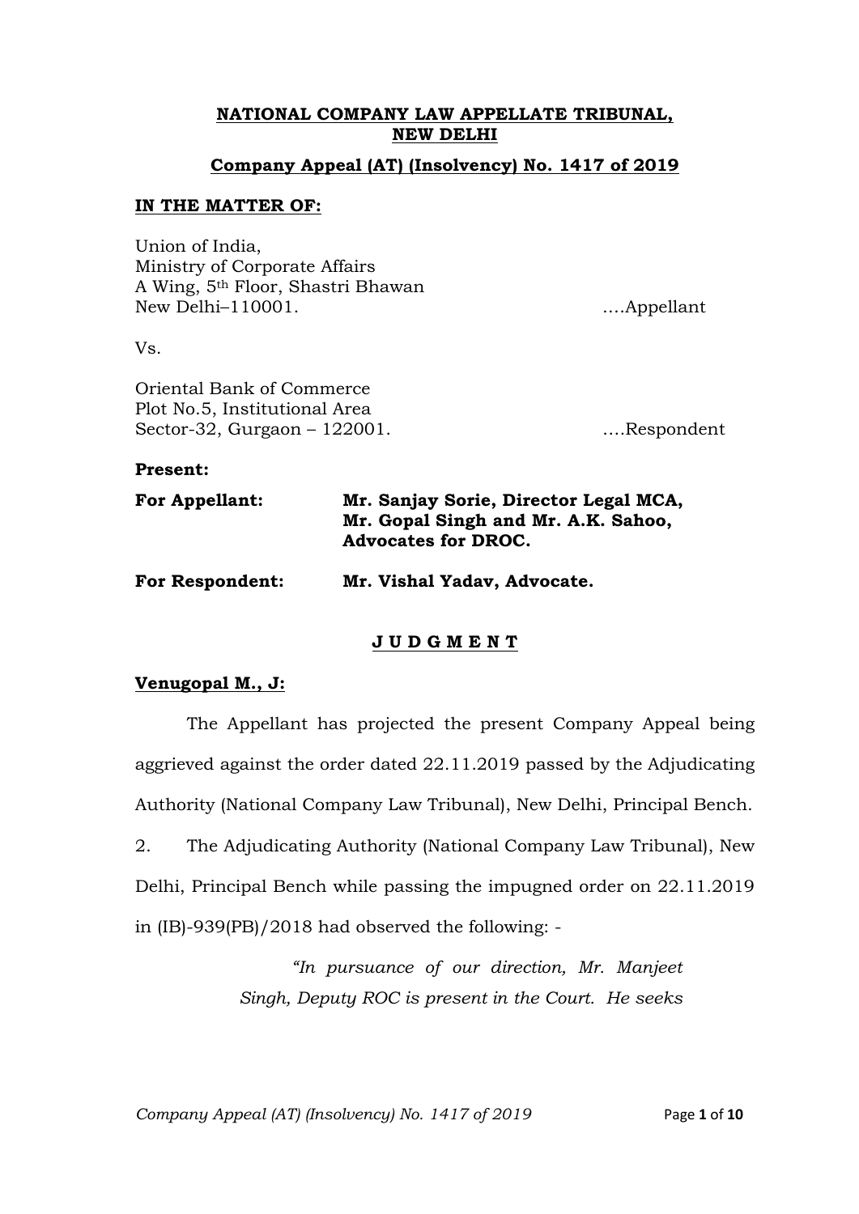**NATIONAL COMPANY LAW APPELLATE TRIBUNAL, NEW DELHI**

**Company Appeal (AT) (Insolvency) No. 1417 of 2019**

**IN THE MATTER OF:**

Union of India,
Ministry of Corporate Affairs
A Wing, 5th Floor, Shastri Bhawan
New Delhi–110001. ….Appellant

Vs.

Oriental Bank of Commerce
Plot No.5, Institutional Area
Sector-32, Gurgaon – 122001. ….Respondent

**Present:**

**For Appellant:** **Mr. Sanjay Sorie, Director Legal MCA, Mr. Gopal Singh and Mr. A.K. Sahoo, Advocates for DROC.**

**For Respondent:** **Mr. Vishal Yadav, Advocate.**

**J U D G M E N T**

**Venugopal M., J:**

The Appellant has projected the present Company Appeal being aggrieved against the order dated 22.11.2019 passed by the Adjudicating Authority (National Company Law Tribunal), New Delhi, Principal Bench.

2. The Adjudicating Authority (National Company Law Tribunal), New Delhi, Principal Bench while passing the impugned order on 22.11.2019 in (IB)-939(PB)/2018 had observed the following: -

> *"In pursuance of our direction, Mr. Manjeet Singh, Deputy ROC is present in the Court. He seeks*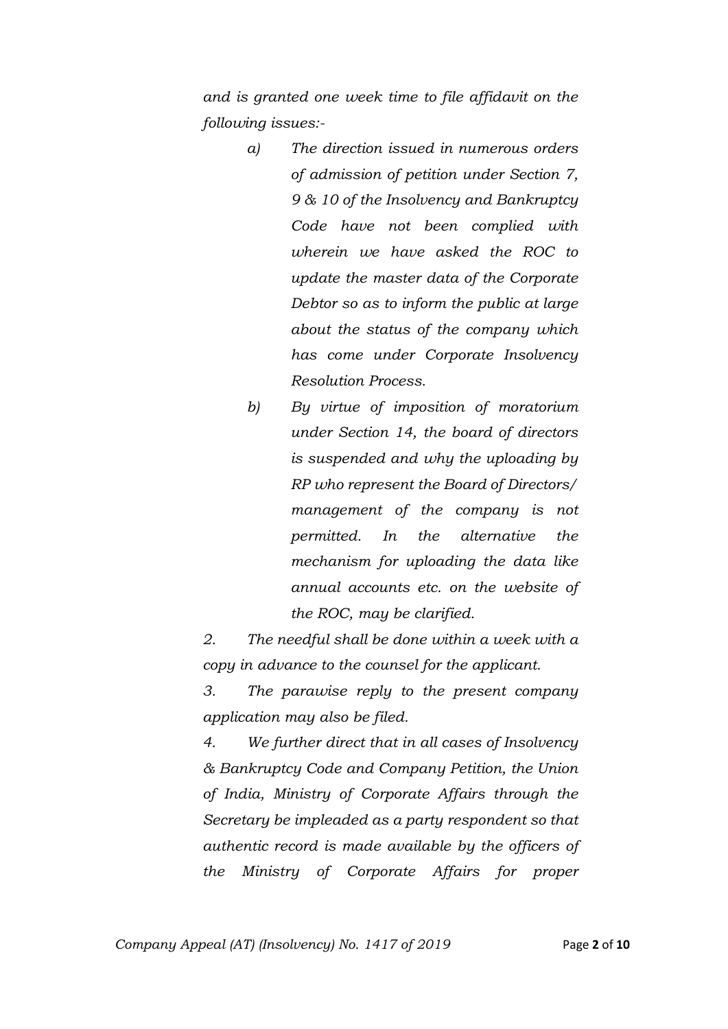*and is granted one week time to file affidavit on the following issues:-*

*a) The direction issued in numerous orders of admission of petition under Section 7, 9 & 10 of the Insolvency and Bankruptcy Code have not been complied with wherein we have asked the ROC to update the master data of the Corporate Debtor so as to inform the public at large about the status of the company which has come under Corporate Insolvency Resolution Process.*

*b) By virtue of imposition of moratorium under Section 14, the board of directors is suspended and why the uploading by RP who represent the Board of Directors/ management of the company is not permitted. In the alternative the mechanism for uploading the data like annual accounts etc. on the website of the ROC, may be clarified.*

*2. The needful shall be done within a week with a copy in advance to the counsel for the applicant.*

*3. The parawise reply to the present company application may also be filed.*

*4. We further direct that in all cases of Insolvency & Bankruptcy Code and Company Petition, the Union of India, Ministry of Corporate Affairs through the Secretary be impleaded as a party respondent so that authentic record is made available by the officers of the Ministry of Corporate Affairs for proper*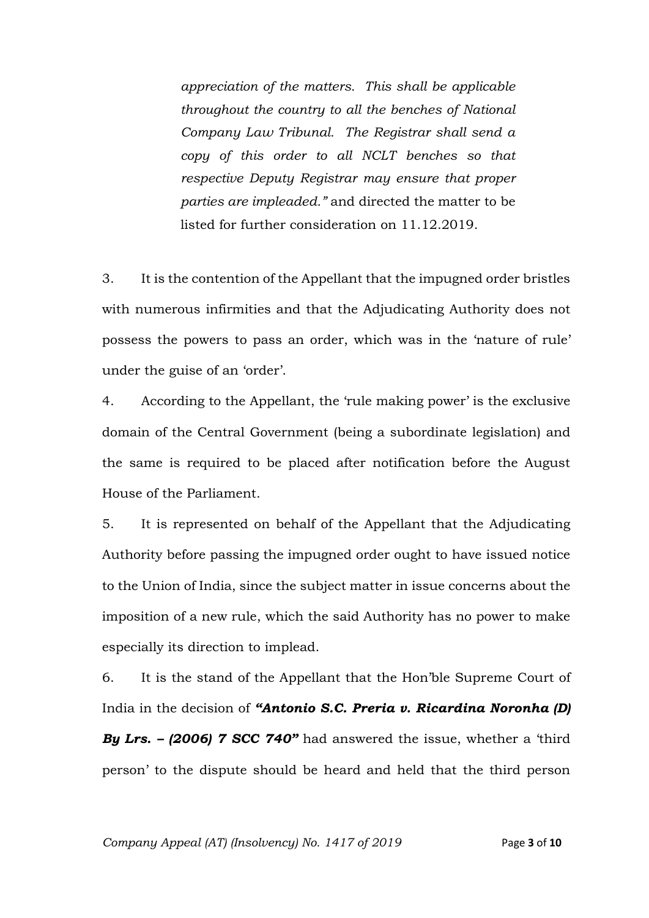> *appreciation of the matters. This shall be applicable throughout the country to all the benches of National Company Law Tribunal. The Registrar shall send a copy of this order to all NCLT benches so that respective Deputy Registrar may ensure that proper parties are impleaded."* and directed the matter to be listed for further consideration on 11.12.2019.

3. It is the contention of the Appellant that the impugned order bristles with numerous infirmities and that the Adjudicating Authority does not possess the powers to pass an order, which was in the 'nature of rule' under the guise of an 'order'.

4. According to the Appellant, the 'rule making power' is the exclusive domain of the Central Government (being a subordinate legislation) and the same is required to be placed after notification before the August House of the Parliament.

5. It is represented on behalf of the Appellant that the Adjudicating Authority before passing the impugned order ought to have issued notice to the Union of India, since the subject matter in issue concerns about the imposition of a new rule, which the said Authority has no power to make especially its direction to implead.

6. It is the stand of the Appellant that the Hon'ble Supreme Court of India in the decision of ***"Antonio S.C. Preria v. Ricardina Noronha (D) By Lrs. – (2006) 7 SCC 740"*** had answered the issue, whether a 'third person' to the dispute should be heard and held that the third person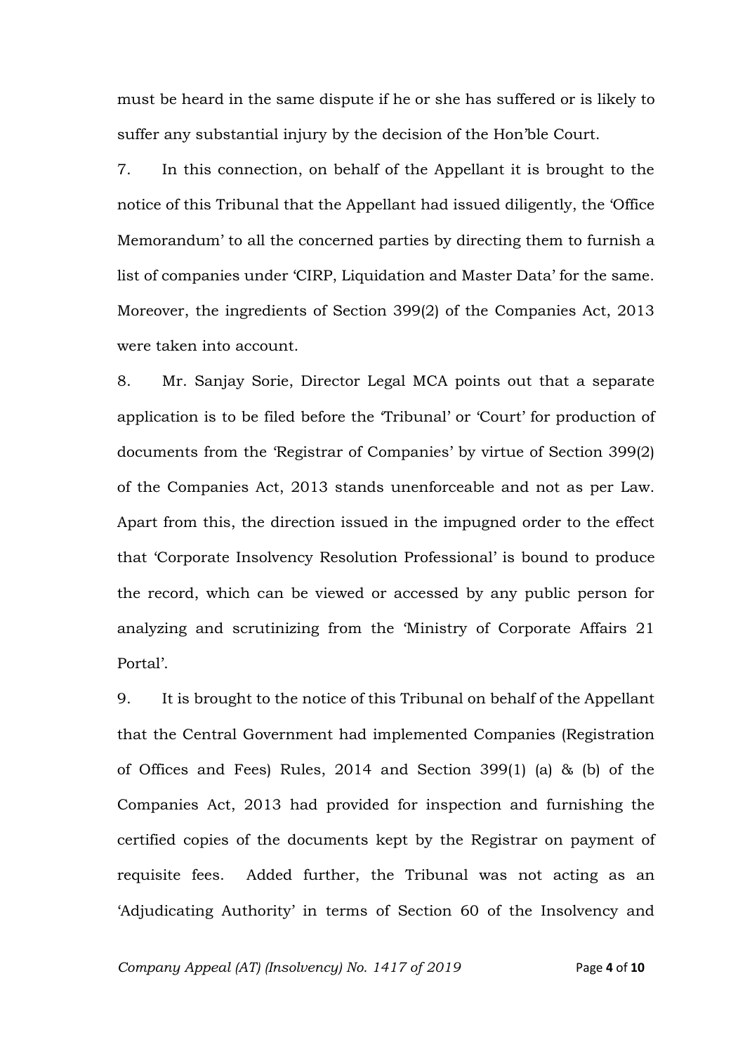must be heard in the same dispute if he or she has suffered or is likely to suffer any substantial injury by the decision of the Hon'ble Court.

7. In this connection, on behalf of the Appellant it is brought to the notice of this Tribunal that the Appellant had issued diligently, the 'Office Memorandum' to all the concerned parties by directing them to furnish a list of companies under 'CIRP, Liquidation and Master Data' for the same. Moreover, the ingredients of Section 399(2) of the Companies Act, 2013 were taken into account.

8. Mr. Sanjay Sorie, Director Legal MCA points out that a separate application is to be filed before the 'Tribunal' or 'Court' for production of documents from the 'Registrar of Companies' by virtue of Section 399(2) of the Companies Act, 2013 stands unenforceable and not as per Law. Apart from this, the direction issued in the impugned order to the effect that 'Corporate Insolvency Resolution Professional' is bound to produce the record, which can be viewed or accessed by any public person for analyzing and scrutinizing from the 'Ministry of Corporate Affairs 21 Portal'.

9. It is brought to the notice of this Tribunal on behalf of the Appellant that the Central Government had implemented Companies (Registration of Offices and Fees) Rules, 2014 and Section 399(1) (a) & (b) of the Companies Act, 2013 had provided for inspection and furnishing the certified copies of the documents kept by the Registrar on payment of requisite fees. Added further, the Tribunal was not acting as an 'Adjudicating Authority' in terms of Section 60 of the Insolvency and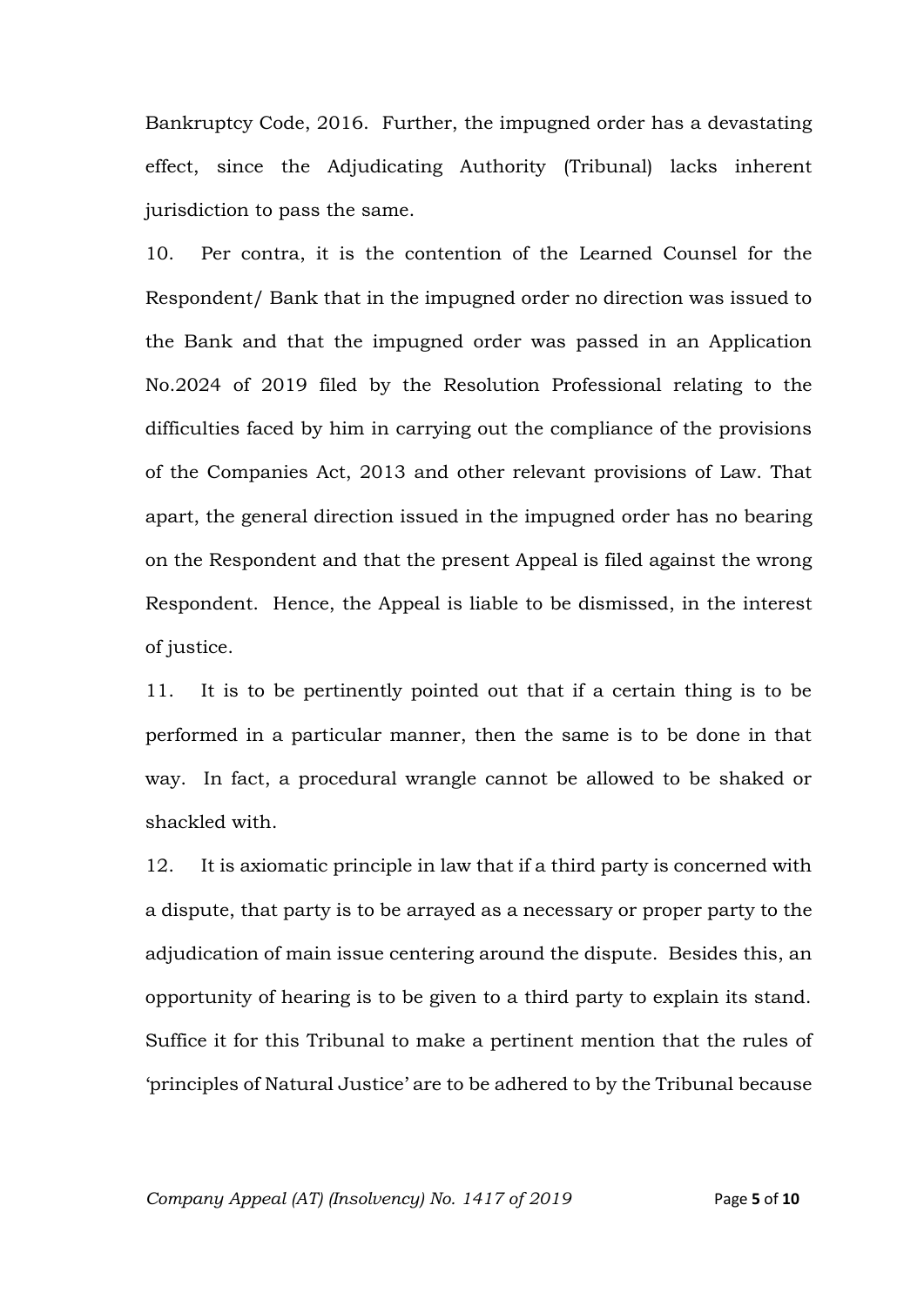Bankruptcy Code, 2016. Further, the impugned order has a devastating effect, since the Adjudicating Authority (Tribunal) lacks inherent jurisdiction to pass the same.

10. Per contra, it is the contention of the Learned Counsel for the Respondent/ Bank that in the impugned order no direction was issued to the Bank and that the impugned order was passed in an Application No.2024 of 2019 filed by the Resolution Professional relating to the difficulties faced by him in carrying out the compliance of the provisions of the Companies Act, 2013 and other relevant provisions of Law. That apart, the general direction issued in the impugned order has no bearing on the Respondent and that the present Appeal is filed against the wrong Respondent. Hence, the Appeal is liable to be dismissed, in the interest of justice.

11. It is to be pertinently pointed out that if a certain thing is to be performed in a particular manner, then the same is to be done in that way. In fact, a procedural wrangle cannot be allowed to be shaked or shackled with.

12. It is axiomatic principle in law that if a third party is concerned with a dispute, that party is to be arrayed as a necessary or proper party to the adjudication of main issue centering around the dispute. Besides this, an opportunity of hearing is to be given to a third party to explain its stand. Suffice it for this Tribunal to make a pertinent mention that the rules of 'principles of Natural Justice' are to be adhered to by the Tribunal because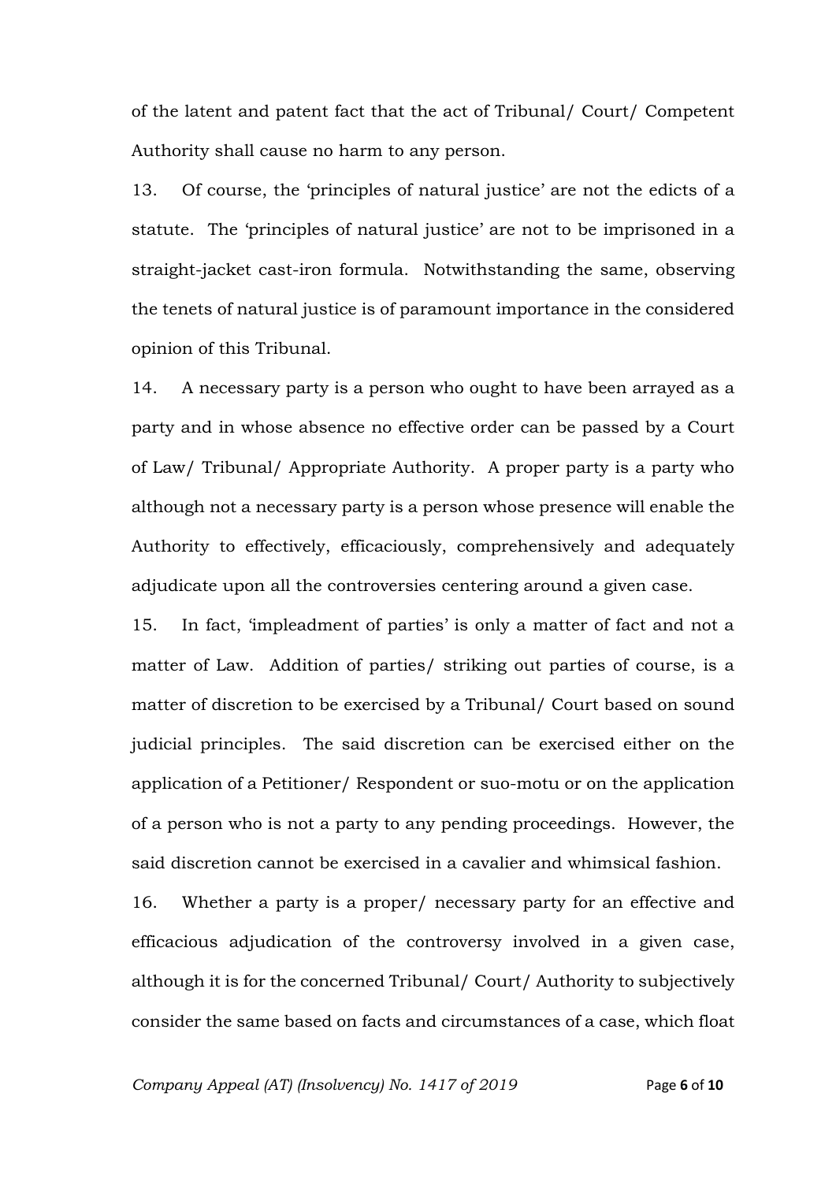of the latent and patent fact that the act of Tribunal/ Court/ Competent Authority shall cause no harm to any person.

13. Of course, the 'principles of natural justice' are not the edicts of a statute. The 'principles of natural justice' are not to be imprisoned in a straight-jacket cast-iron formula. Notwithstanding the same, observing the tenets of natural justice is of paramount importance in the considered opinion of this Tribunal.

14. A necessary party is a person who ought to have been arrayed as a party and in whose absence no effective order can be passed by a Court of Law/ Tribunal/ Appropriate Authority. A proper party is a party who although not a necessary party is a person whose presence will enable the Authority to effectively, efficaciously, comprehensively and adequately adjudicate upon all the controversies centering around a given case.

15. In fact, 'impleadment of parties' is only a matter of fact and not a matter of Law. Addition of parties/ striking out parties of course, is a matter of discretion to be exercised by a Tribunal/ Court based on sound judicial principles. The said discretion can be exercised either on the application of a Petitioner/ Respondent or suo-motu or on the application of a person who is not a party to any pending proceedings. However, the said discretion cannot be exercised in a cavalier and whimsical fashion.

16. Whether a party is a proper/ necessary party for an effective and efficacious adjudication of the controversy involved in a given case, although it is for the concerned Tribunal/ Court/ Authority to subjectively consider the same based on facts and circumstances of a case, which float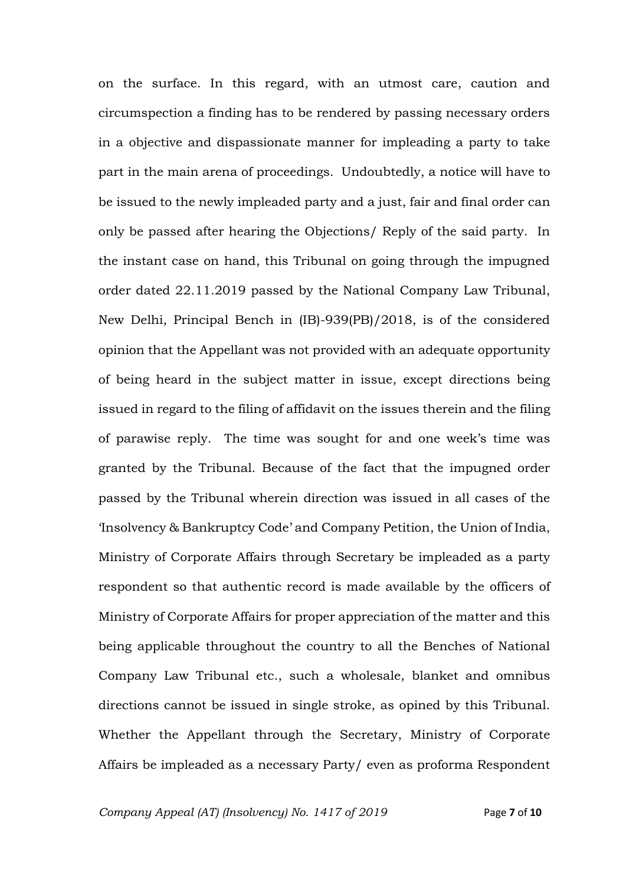on the surface. In this regard, with an utmost care, caution and circumspection a finding has to be rendered by passing necessary orders in a objective and dispassionate manner for impleading a party to take part in the main arena of proceedings. Undoubtedly, a notice will have to be issued to the newly impleaded party and a just, fair and final order can only be passed after hearing the Objections/ Reply of the said party. In the instant case on hand, this Tribunal on going through the impugned order dated 22.11.2019 passed by the National Company Law Tribunal, New Delhi, Principal Bench in (IB)-939(PB)/2018, is of the considered opinion that the Appellant was not provided with an adequate opportunity of being heard in the subject matter in issue, except directions being issued in regard to the filing of affidavit on the issues therein and the filing of parawise reply. The time was sought for and one week's time was granted by the Tribunal. Because of the fact that the impugned order passed by the Tribunal wherein direction was issued in all cases of the 'Insolvency & Bankruptcy Code' and Company Petition, the Union of India, Ministry of Corporate Affairs through Secretary be impleaded as a party respondent so that authentic record is made available by the officers of Ministry of Corporate Affairs for proper appreciation of the matter and this being applicable throughout the country to all the Benches of National Company Law Tribunal etc., such a wholesale, blanket and omnibus directions cannot be issued in single stroke, as opined by this Tribunal. Whether the Appellant through the Secretary, Ministry of Corporate Affairs be impleaded as a necessary Party/ even as proforma Respondent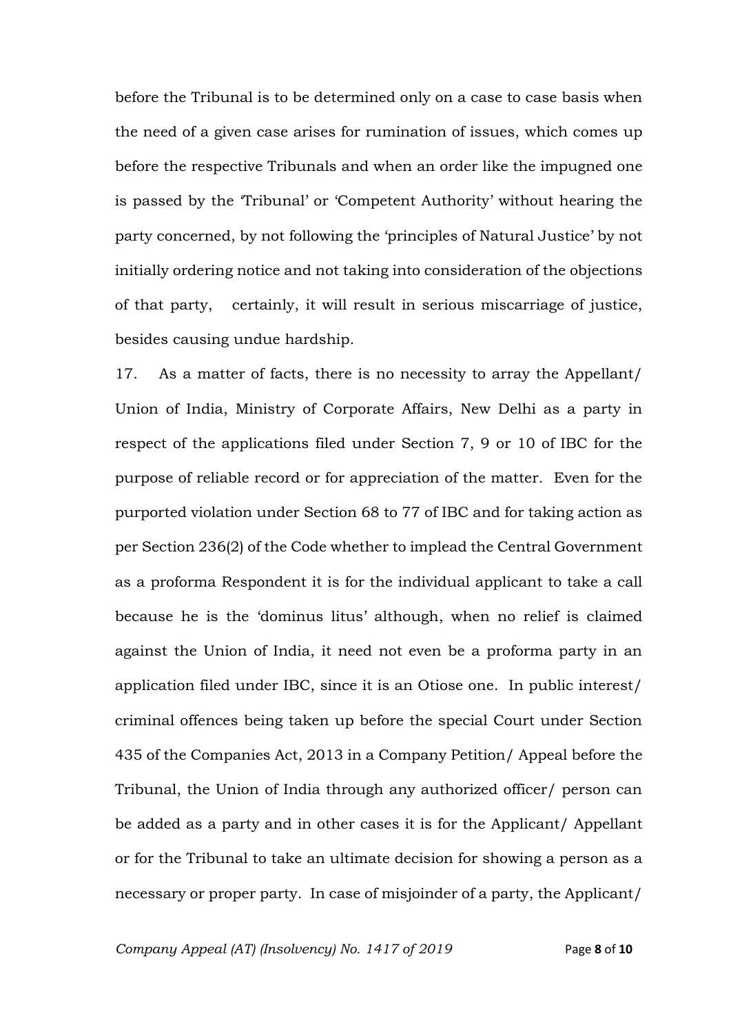before the Tribunal is to be determined only on a case to case basis when the need of a given case arises for rumination of issues, which comes up before the respective Tribunals and when an order like the impugned one is passed by the 'Tribunal' or 'Competent Authority' without hearing the party concerned, by not following the 'principles of Natural Justice' by not initially ordering notice and not taking into consideration of the objections of that party, certainly, it will result in serious miscarriage of justice, besides causing undue hardship.

17. As a matter of facts, there is no necessity to array the Appellant/ Union of India, Ministry of Corporate Affairs, New Delhi as a party in respect of the applications filed under Section 7, 9 or 10 of IBC for the purpose of reliable record or for appreciation of the matter. Even for the purported violation under Section 68 to 77 of IBC and for taking action as per Section 236(2) of the Code whether to implead the Central Government as a proforma Respondent it is for the individual applicant to take a call because he is the 'dominus litus' although, when no relief is claimed against the Union of India, it need not even be a proforma party in an application filed under IBC, since it is an Otiose one. In public interest/ criminal offences being taken up before the special Court under Section 435 of the Companies Act, 2013 in a Company Petition/ Appeal before the Tribunal, the Union of India through any authorized officer/ person can be added as a party and in other cases it is for the Applicant/ Appellant or for the Tribunal to take an ultimate decision for showing a person as a necessary or proper party. In case of misjoinder of a party, the Applicant/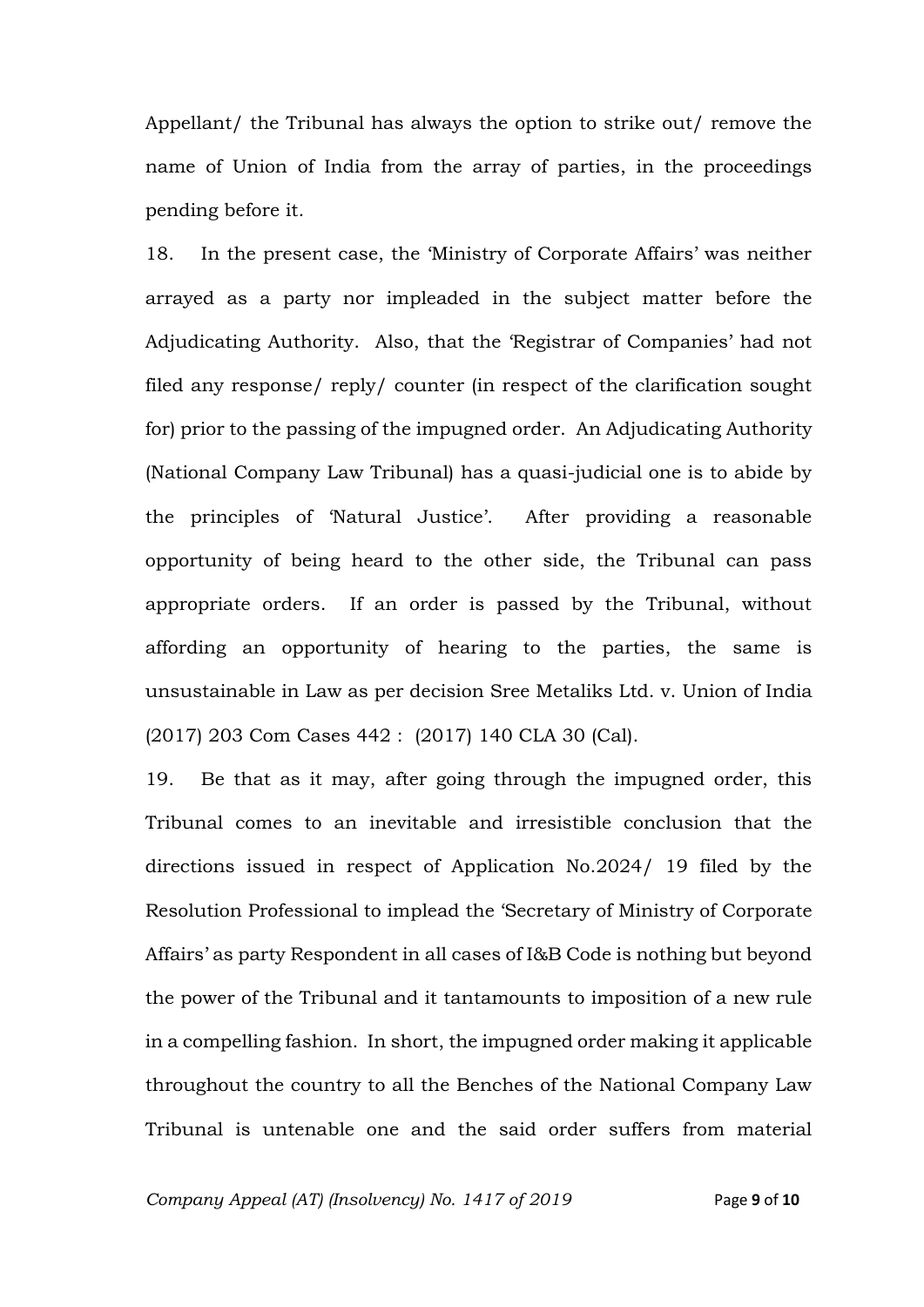Appellant/ the Tribunal has always the option to strike out/ remove the name of Union of India from the array of parties, in the proceedings pending before it.

18. In the present case, the 'Ministry of Corporate Affairs' was neither arrayed as a party nor impleaded in the subject matter before the Adjudicating Authority. Also, that the 'Registrar of Companies' had not filed any response/ reply/ counter (in respect of the clarification sought for) prior to the passing of the impugned order. An Adjudicating Authority (National Company Law Tribunal) has a quasi-judicial one is to abide by the principles of 'Natural Justice'. After providing a reasonable opportunity of being heard to the other side, the Tribunal can pass appropriate orders. If an order is passed by the Tribunal, without affording an opportunity of hearing to the parties, the same is unsustainable in Law as per decision Sree Metaliks Ltd. v. Union of India (2017) 203 Com Cases 442 : (2017) 140 CLA 30 (Cal).

19. Be that as it may, after going through the impugned order, this Tribunal comes to an inevitable and irresistible conclusion that the directions issued in respect of Application No.2024/ 19 filed by the Resolution Professional to implead the 'Secretary of Ministry of Corporate Affairs' as party Respondent in all cases of I&B Code is nothing but beyond the power of the Tribunal and it tantamounts to imposition of a new rule in a compelling fashion. In short, the impugned order making it applicable throughout the country to all the Benches of the National Company Law Tribunal is untenable one and the said order suffers from material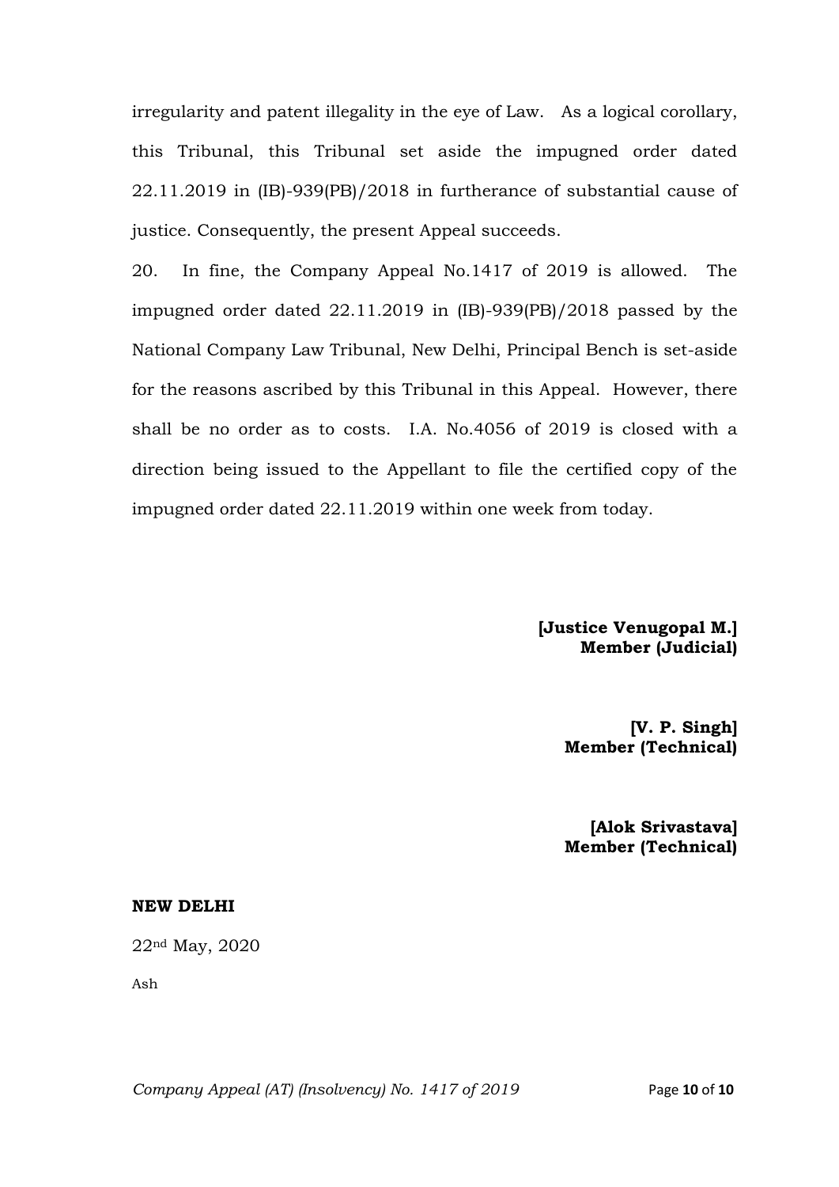irregularity and patent illegality in the eye of Law. As a logical corollary, this Tribunal, this Tribunal set aside the impugned order dated 22.11.2019 in (IB)-939(PB)/2018 in furtherance of substantial cause of justice. Consequently, the present Appeal succeeds.

20. In fine, the Company Appeal No.1417 of 2019 is allowed. The impugned order dated 22.11.2019 in (IB)-939(PB)/2018 passed by the National Company Law Tribunal, New Delhi, Principal Bench is set-aside for the reasons ascribed by this Tribunal in this Appeal. However, there shall be no order as to costs. I.A. No.4056 of 2019 is closed with a direction being issued to the Appellant to file the certified copy of the impugned order dated 22.11.2019 within one week from today.

**[Justice Venugopal M.]**
**Member (Judicial)**

**[V. P. Singh]**
**Member (Technical)**

**[Alok Srivastava]**
**Member (Technical)**

**NEW DELHI**

22nd May, 2020

Ash